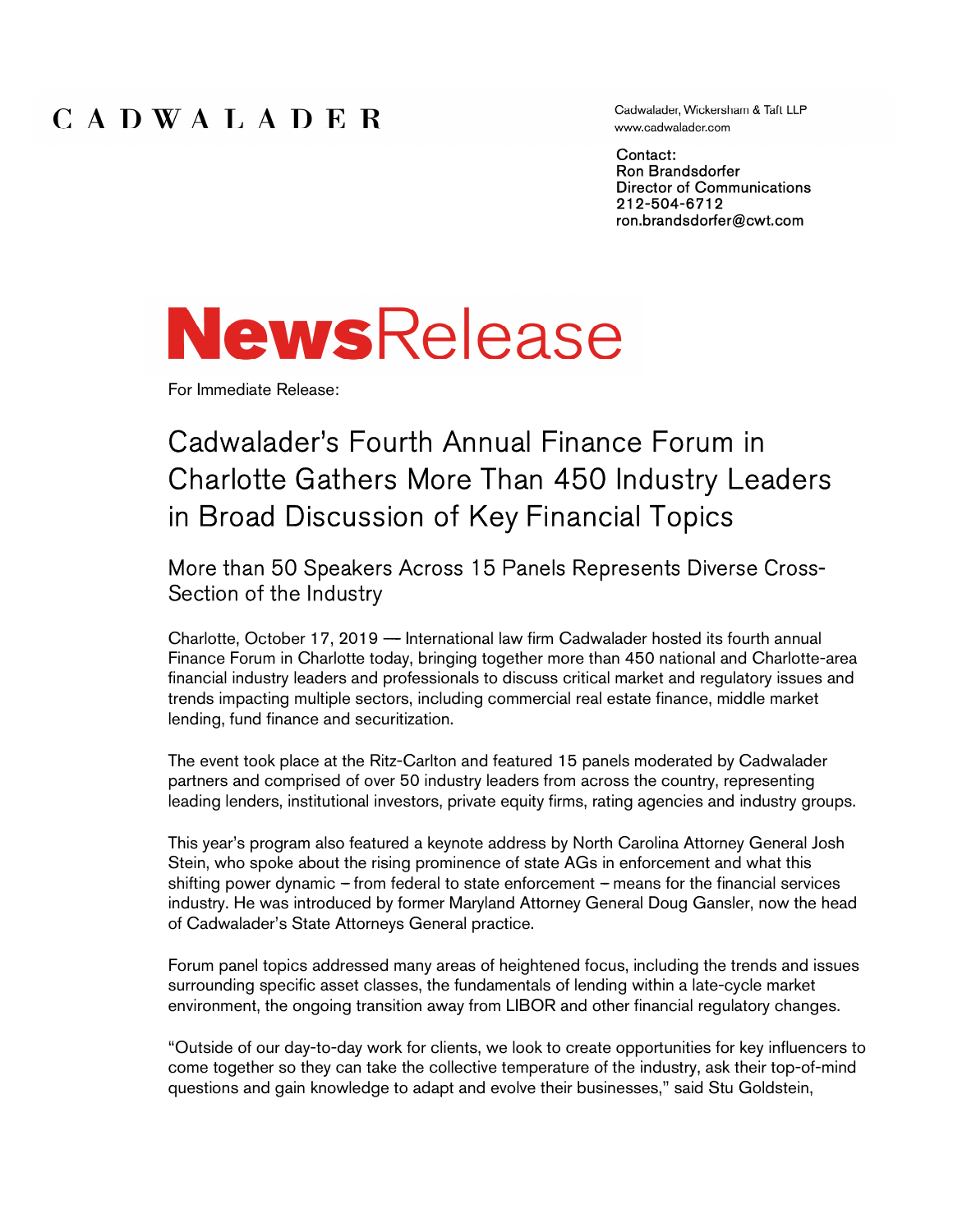CADWALADER

Cadwalader, Wickersham & Taft LLP
www.cadwalader.com

Contact:
Ron Brandsdorfer
Director of Communications
212-504-6712
ron.brandsdorfer@cwt.com

# NewsRelease

For Immediate Release:

## Cadwalader's Fourth Annual Finance Forum in Charlotte Gathers More Than 450 Industry Leaders in Broad Discussion of Key Financial Topics

### More than 50 Speakers Across 15 Panels Represents Diverse Cross-Section of the Industry

Charlotte, October 17, 2019 — International law firm Cadwalader hosted its fourth annual Finance Forum in Charlotte today, bringing together more than 450 national and Charlotte-area financial industry leaders and professionals to discuss critical market and regulatory issues and trends impacting multiple sectors, including commercial real estate finance, middle market lending, fund finance and securitization.

The event took place at the Ritz-Carlton and featured 15 panels moderated by Cadwalader partners and comprised of over 50 industry leaders from across the country, representing leading lenders, institutional investors, private equity firms, rating agencies and industry groups.

This year's program also featured a keynote address by North Carolina Attorney General Josh Stein, who spoke about the rising prominence of state AGs in enforcement and what this shifting power dynamic – from federal to state enforcement – means for the financial services industry. He was introduced by former Maryland Attorney General Doug Gansler, now the head of Cadwalader's State Attorneys General practice.

Forum panel topics addressed many areas of heightened focus, including the trends and issues surrounding specific asset classes, the fundamentals of lending within a late-cycle market environment, the ongoing transition away from LIBOR and other financial regulatory changes.

"Outside of our day-to-day work for clients, we look to create opportunities for key influencers to come together so they can take the collective temperature of the industry, ask their top-of-mind questions and gain knowledge to adapt and evolve their businesses," said Stu Goldstein,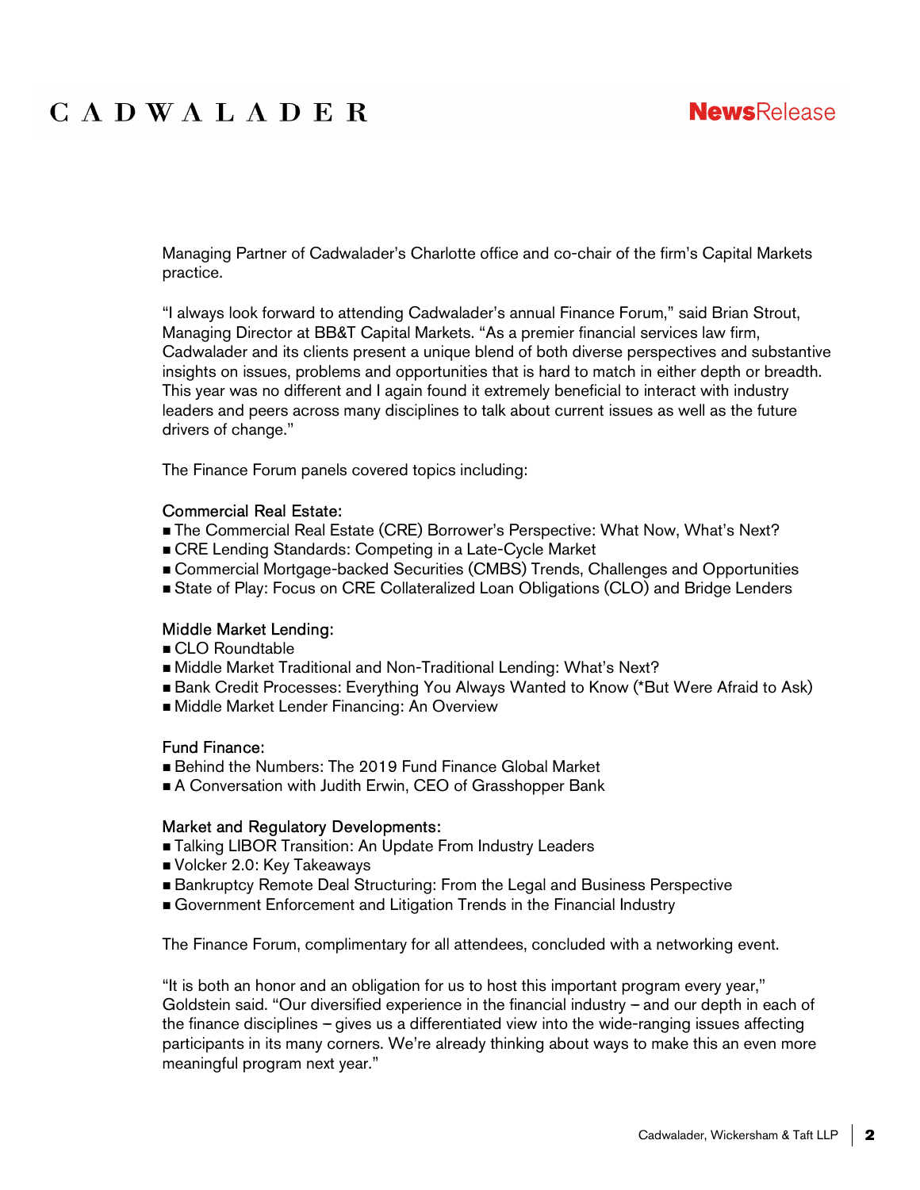Managing Partner of Cadwalader's Charlotte office and co-chair of the firm's Capital Markets practice.

"I always look forward to attending Cadwalader's annual Finance Forum," said Brian Strout, Managing Director at BB&T Capital Markets. "As a premier financial services law firm, Cadwalader and its clients present a unique blend of both diverse perspectives and substantive insights on issues, problems and opportunities that is hard to match in either depth or breadth. This year was no different and I again found it extremely beneficial to interact with industry leaders and peers across many disciplines to talk about current issues as well as the future drivers of change."

The Finance Forum panels covered topics including:

Commercial Real Estate:

- The Commercial Real Estate (CRE) Borrower's Perspective: What Now, What's Next?
- CRE Lending Standards: Competing in a Late-Cycle Market
- Commercial Mortgage-backed Securities (CMBS) Trends, Challenges and Opportunities
- State of Play: Focus on CRE Collateralized Loan Obligations (CLO) and Bridge Lenders

Middle Market Lending:

- CLO Roundtable
- Middle Market Traditional and Non-Traditional Lending: What's Next?
- Bank Credit Processes: Everything You Always Wanted to Know (*But Were Afraid to Ask)
- Middle Market Lender Financing: An Overview

Fund Finance:

- Behind the Numbers: The 2019 Fund Finance Global Market
- A Conversation with Judith Erwin, CEO of Grasshopper Bank

Market and Regulatory Developments:

- Talking LIBOR Transition: An Update From Industry Leaders
- Volcker 2.0: Key Takeaways
- Bankruptcy Remote Deal Structuring: From the Legal and Business Perspective
- Government Enforcement and Litigation Trends in the Financial Industry

The Finance Forum, complimentary for all attendees, concluded with a networking event.

"It is both an honor and an obligation for us to host this important program every year," Goldstein said. "Our diversified experience in the financial industry – and our depth in each of the finance disciplines – gives us a differentiated view into the wide-ranging issues affecting participants in its many corners. We're already thinking about ways to make this an even more meaningful program next year."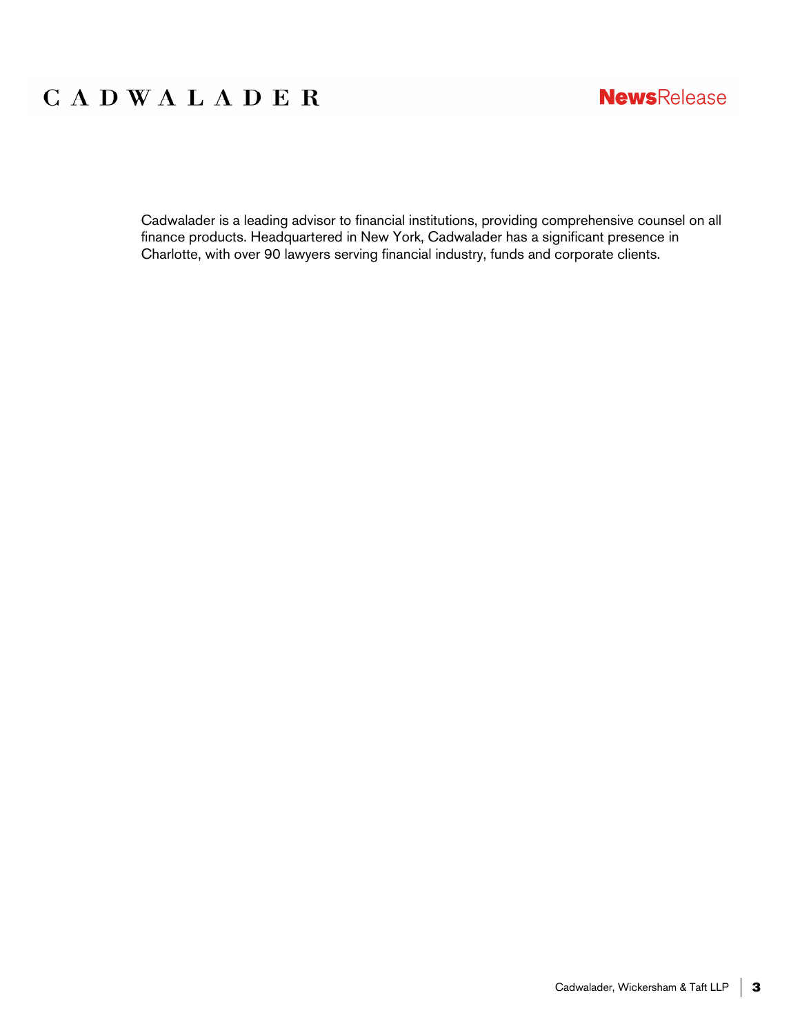Cadwalader is a leading advisor to financial institutions, providing comprehensive counsel on all finance products. Headquartered in New York, Cadwalader has a significant presence in Charlotte, with over 90 lawyers serving financial industry, funds and corporate clients.